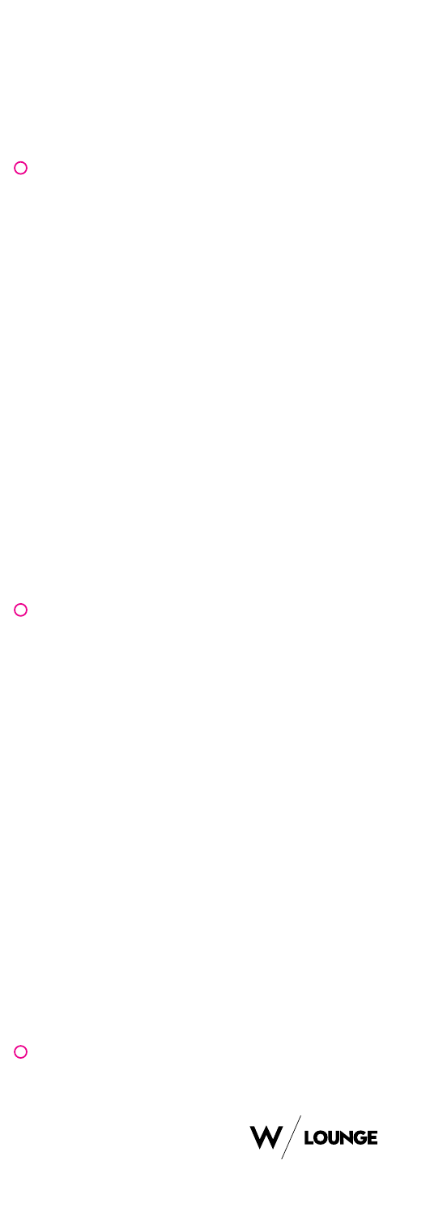W / LOUNGE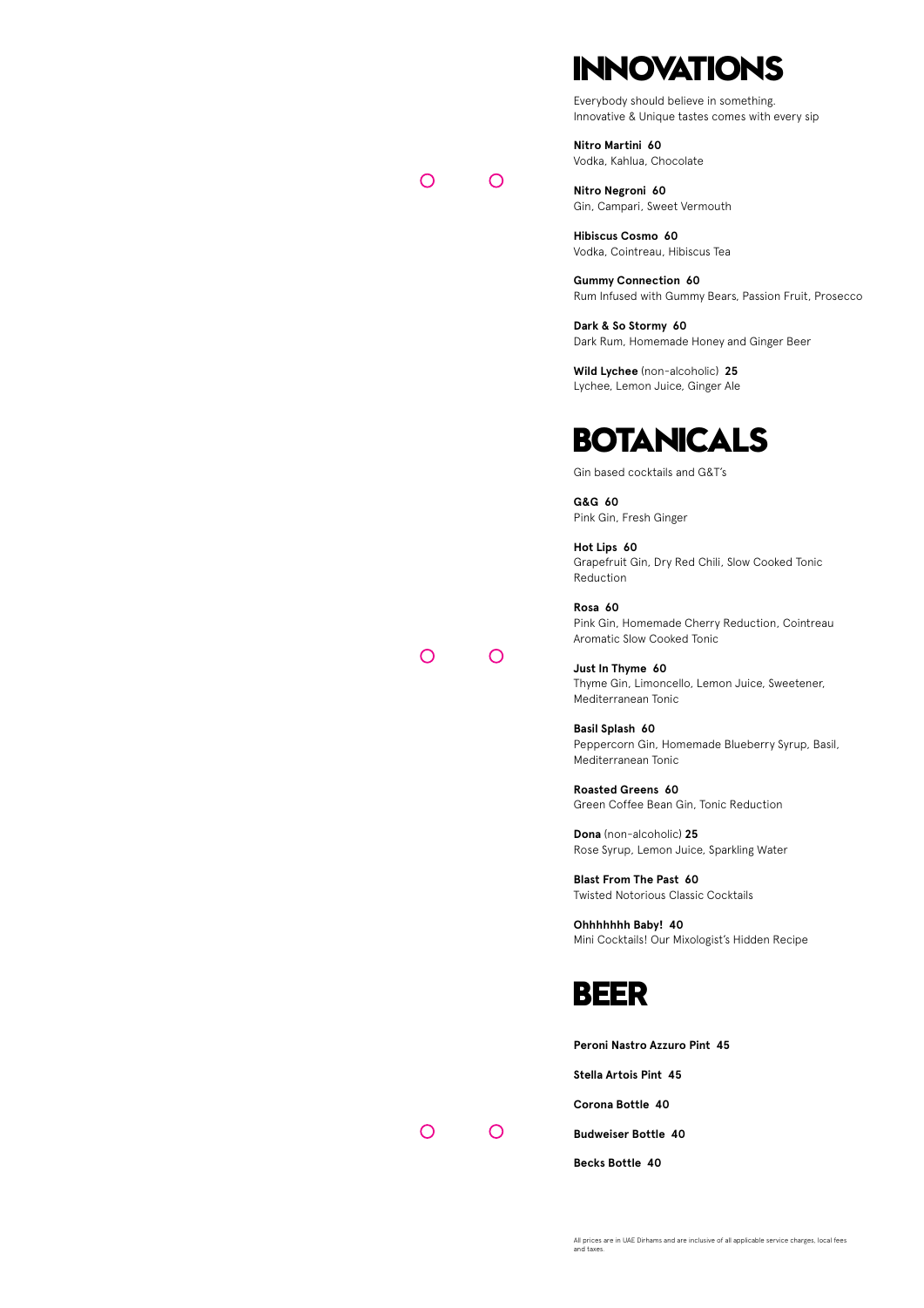# INNOVATIONS

Everybody should believe in something.
Innovative & Unique tastes comes with every sip

**Nitro Martini 60**
Vodka, Kahlua, Chocolate

**Nitro Negroni 60**
Gin, Campari, Sweet Vermouth

**Hibiscus Cosmo 60**
Vodka, Cointreau, Hibiscus Tea

**Gummy Connection 60**
Rum Infused with Gummy Bears, Passion Fruit, Prosecco

**Dark & So Stormy 60**
Dark Rum, Homemade Honey and Ginger Beer

**Wild Lychee** (non-alcoholic) **25**
Lychee, Lemon Juice, Ginger Ale

# BOTANICALS

Gin based cocktails and G&T's

**G&G 60**
Pink Gin, Fresh Ginger

**Hot Lips 60**
Grapefruit Gin, Dry Red Chili, Slow Cooked Tonic Reduction

**Rosa 60**
Pink Gin, Homemade Cherry Reduction, Cointreau Aromatic Slow Cooked Tonic

**Just In Thyme 60**
Thyme Gin, Limoncello, Lemon Juice, Sweetener, Mediterranean Tonic

**Basil Splash 60**
Peppercorn Gin, Homemade Blueberry Syrup, Basil, Mediterranean Tonic

**Roasted Greens 60**
Green Coffee Bean Gin, Tonic Reduction

**Dona** (non-alcoholic) **25**
Rose Syrup, Lemon Juice, Sparkling Water

**Blast From The Past 60**
Twisted Notorious Classic Cocktails

**Ohhhhhhh Baby! 40**
Mini Cocktails! Our Mixologist's Hidden Recipe

# BEER

**Peroni Nastro Azzuro Pint 45**

**Stella Artois Pint 45**

**Corona Bottle 40**

**Budweiser Bottle 40**

**Becks Bottle 40**

All prices are in UAE Dirhams and are inclusive of all applicable service charges, local fees and taxes.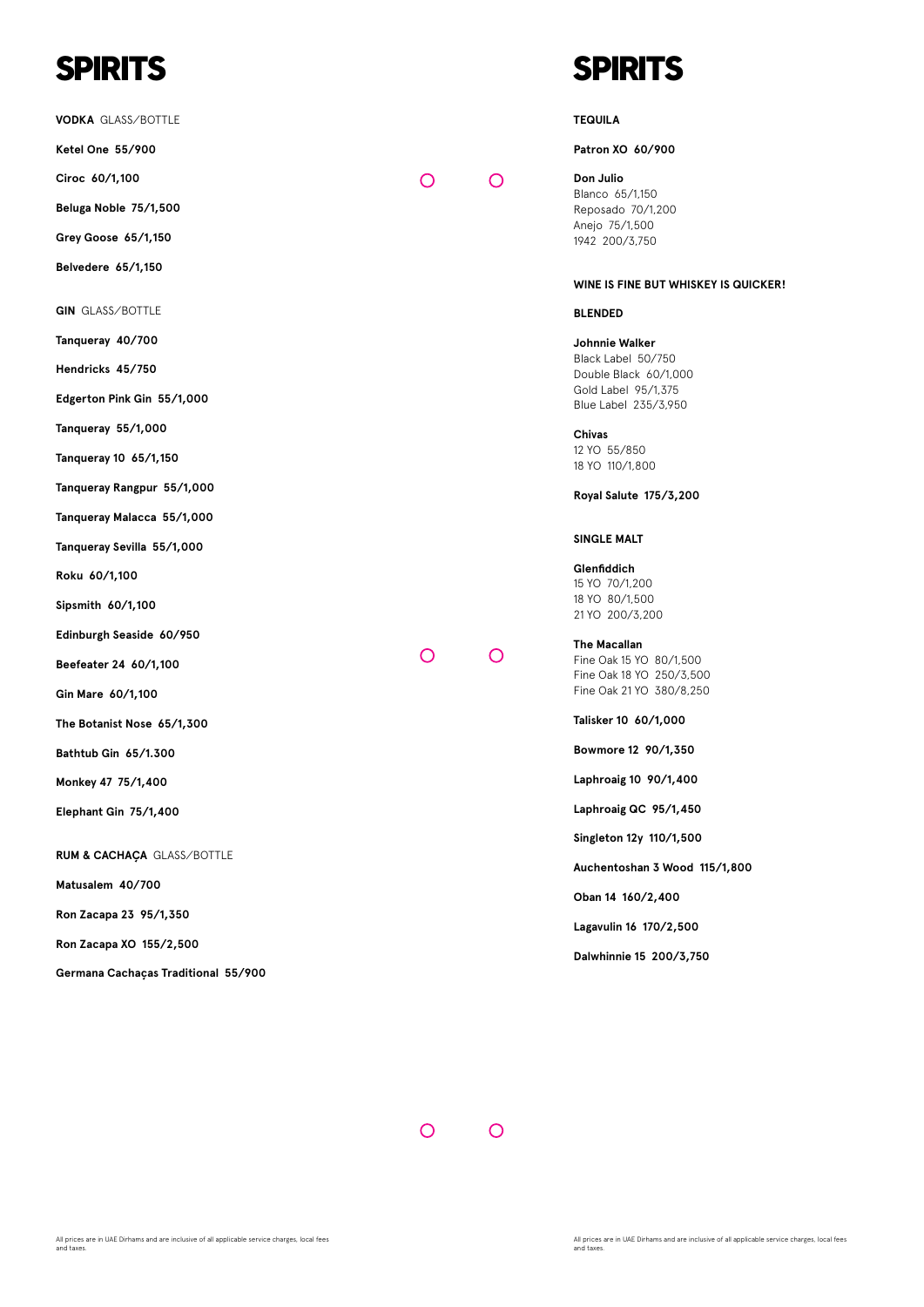# SPIRITS

**VODKA** GLASS/BOTTLE

**Ketel One 55/900**

**Ciroc 60/1,100**

**Beluga Noble 75/1,500**

**Grey Goose 65/1,150**

**Belvedere 65/1,150**

**GIN** GLASS/BOTTLE

**Tanqueray 40/700**

**Hendricks 45/750**

**Edgerton Pink Gin 55/1,000**

**Tanqueray 55/1,000**

**Tanqueray 10 65/1,150**

**Tanqueray Rangpur 55/1,000**

**Tanqueray Malacca 55/1,000**

**Tanqueray Sevilla 55/1,000**

**Roku 60/1,100**

**Sipsmith 60/1,100**

**Edinburgh Seaside 60/950**

**Beefeater 24 60/1,100**

**Gin Mare 60/1,100**

**The Botanist Nose 65/1,300**

**Bathtub Gin 65/1.300**

**Monkey 47 75/1,400**

**Elephant Gin 75/1,400**

**RUM & CACHAÇA** GLASS/BOTTLE

**Matusalem 40/700**

**Ron Zacapa 23 95/1,350**

**Ron Zacapa XO 155/2,500**

**Germana Cachaças Traditional 55/900**

All prices are in UAE Dirhams and are inclusive of all applicable service charges, local fees and taxes.

# SPIRITS

**TEQUILA**

**Patron XO 60/900**

**Don Julio**
Blanco 65/1,150
Reposado 70/1,200
Anejo 75/1,500
1942 200/3,750

**WINE IS FINE BUT WHISKEY IS QUICKER!**

**BLENDED**

**Johnnie Walker**
Black Label 50/750
Double Black 60/1,000
Gold Label 95/1,375
Blue Label 235/3,950

**Chivas**
12 YO 55/850
18 YO 110/1,800

**Royal Salute 175/3,200**

**SINGLE MALT**

**Glenfiddich**
15 YO 70/1,200
18 YO 80/1,500
21 YO 200/3,200

**The Macallan**
Fine Oak 15 YO 80/1,500
Fine Oak 18 YO 250/3,500
Fine Oak 21 YO 380/8,250

**Talisker 10 60/1,000**

**Bowmore 12 90/1,350**

**Laphroaig 10 90/1,400**

**Laphroaig QC 95/1,450**

**Singleton 12y 110/1,500**

**Auchentoshan 3 Wood 115/1,800**

**Oban 14 160/2,400**

**Lagavulin 16 170/2,500**

**Dalwhinnie 15 200/3,750**

All prices are in UAE Dirhams and are inclusive of all applicable service charges, local fees and taxes.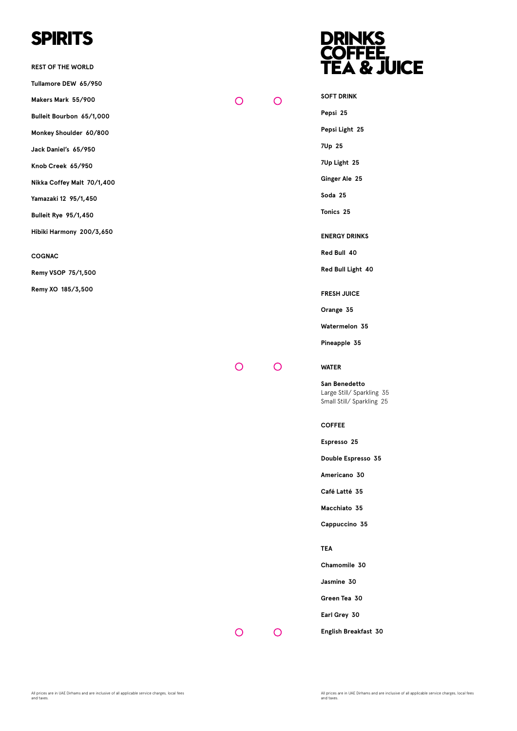# SPIRITS

## REST OF THE WORLD

**Tullamore DEW 65/950**

**Makers Mark 55/900**

**Bulleit Bourbon 65/1,000**

**Monkey Shoulder 60/800**

**Jack Daniel's 65/950**

**Knob Creek 65/950**

**Nikka Coffey Malt 70/1,400**

**Yamazaki 12 95/1,450**

**Bulleit Rye 95/1,450**

**Hibiki Harmony 200/3,650**

## COGNAC

**Remy VSOP 75/1,500**

**Remy XO 185/3,500**

All prices are in UAE Dirhams and are inclusive of all applicable service charges, local fees and taxes.

# DRINKS COFFEE TEA & JUICE

## SOFT DRINK

**Pepsi 25**

**Pepsi Light 25**

**7Up 25**

**7Up Light 25**

**Ginger Ale 25**

**Soda 25**

**Tonics 25**

## ENERGY DRINKS

**Red Bull 40**

**Red Bull Light 40**

## FRESH JUICE

**Orange 35**

**Watermelon 35**

**Pineapple 35**

## WATER

**San Benedetto**
Large Still/ Sparkling 35
Small Still/ Sparkling 25

## COFFEE

**Espresso 25**

**Double Espresso 35**

**Americano 30**

**Café Latté 35**

**Macchiato 35**

**Cappuccino 35**

## TEA

**Chamomile 30**

**Jasmine 30**

**Green Tea 30**

**Earl Grey 30**

**English Breakfast 30**

All prices are in UAE Dirhams and are inclusive of all applicable service charges, local fees and taxes.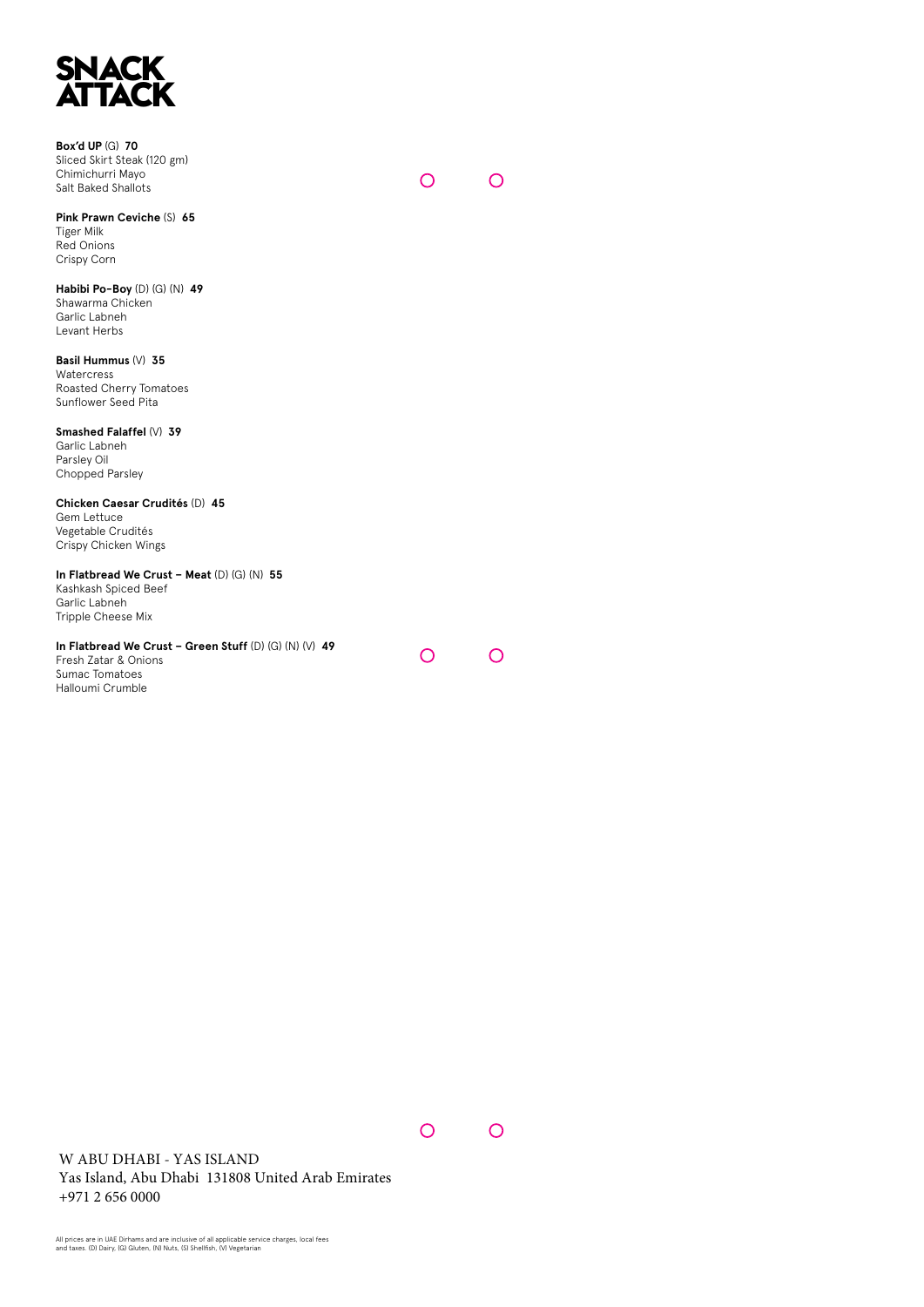# SNACK ATTACK

**Box'd UP** (G) **70**
Sliced Skirt Steak (120 gm)
Chimichurri Mayo
Salt Baked Shallots

**Pink Prawn Ceviche** (S) **65**
Tiger Milk
Red Onions
Crispy Corn

**Habibi Po-Boy** (D) (G) (N) **49**
Shawarma Chicken
Garlic Labneh
Levant Herbs

**Basil Hummus** (V) **35**
Watercress
Roasted Cherry Tomatoes
Sunflower Seed Pita

**Smashed Falaffel** (V) **39**
Garlic Labneh
Parsley Oil
Chopped Parsley

**Chicken Caesar Crudités** (D) **45**
Gem Lettuce
Vegetable Crudités
Crispy Chicken Wings

**In Flatbread We Crust – Meat** (D) (G) (N) **55**
Kashkash Spiced Beef
Garlic Labneh
Tripple Cheese Mix

**In Flatbread We Crust – Green Stuff** (D) (G) (N) (V) **49**
Fresh Zatar & Onions
Sumac Tomatoes
Halloumi Crumble

W ABU DHABI - YAS ISLAND
Yas Island, Abu Dhabi 131808 United Arab Emirates
+971 2 656 0000

All prices are in UAE Dirhams and are inclusive of all applicable service charges, local fees and taxes. (D) Dairy, (G) Gluten, (N) Nuts, (S) Shellfish, (V) Vegetarian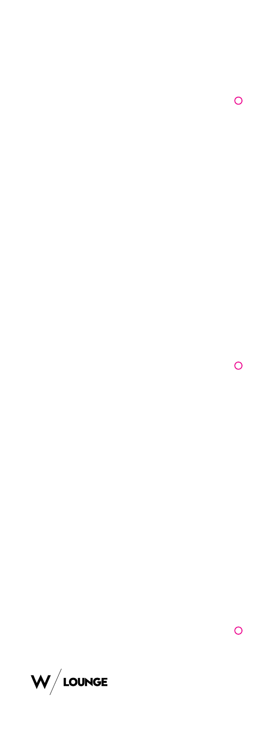W / LOUNGE